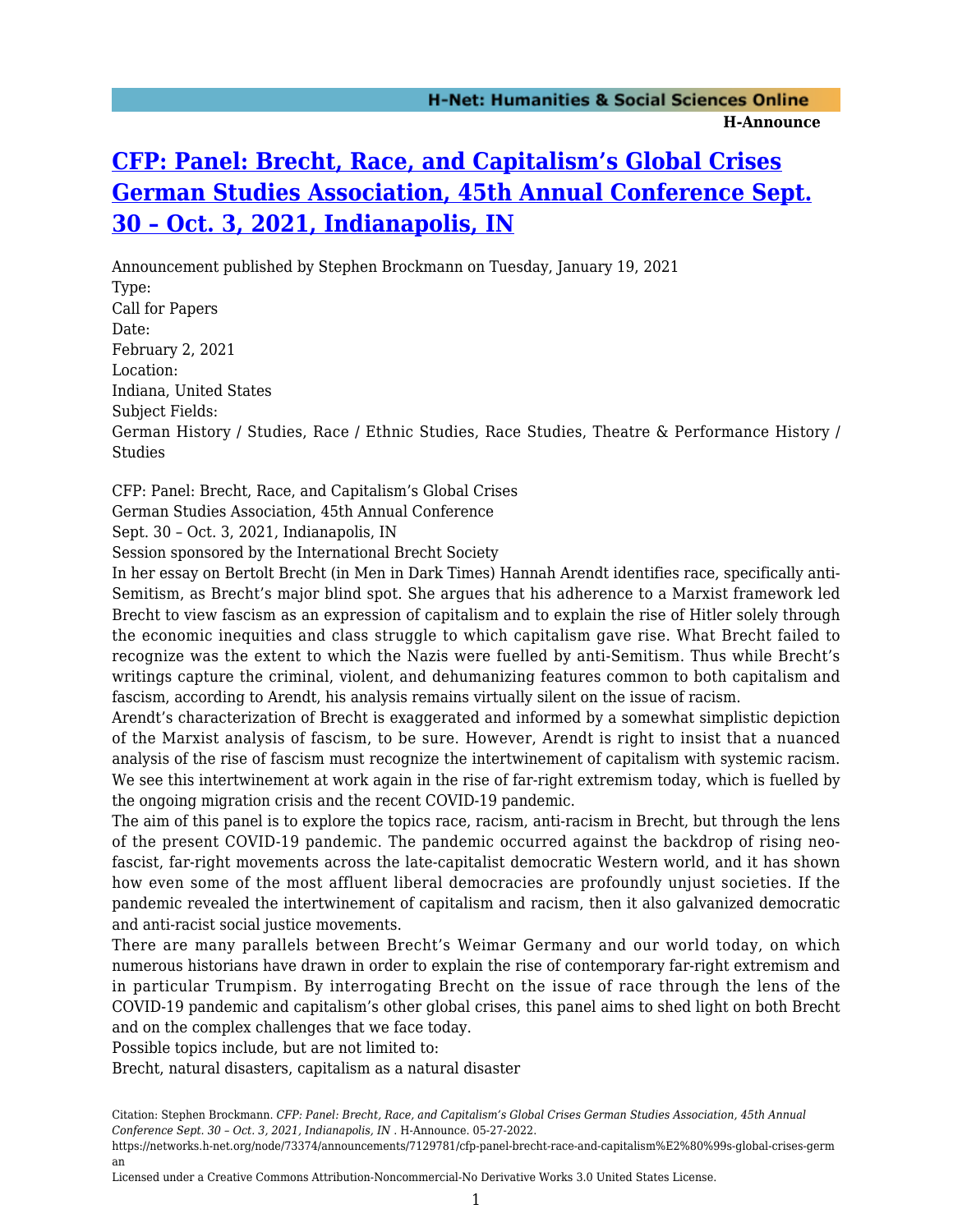# CFP: Panel: Brecht, Race, and Capitalism's Global Crises German Studies Association, 45th Annual Conference Sept. 30 – Oct. 3, 2021, Indianapolis, IN

Announcement published by Stephen Brockmann on Tuesday, January 19, 2021

Type:

Call for Papers

Date:

February 2, 2021

Location:

Indiana, United States

Subject Fields:

German History / Studies, Race / Ethnic Studies, Race Studies, Theatre & Performance History / Studies

CFP: Panel: Brecht, Race, and Capitalism's Global Crises

German Studies Association, 45th Annual Conference

Sept. 30 – Oct. 3, 2021, Indianapolis, IN

Session sponsored by the International Brecht Society

In her essay on Bertolt Brecht (in Men in Dark Times) Hannah Arendt identifies race, specifically anti-Semitism, as Brecht's major blind spot. She argues that his adherence to a Marxist framework led Brecht to view fascism as an expression of capitalism and to explain the rise of Hitler solely through the economic inequities and class struggle to which capitalism gave rise. What Brecht failed to recognize was the extent to which the Nazis were fuelled by anti-Semitism. Thus while Brecht's writings capture the criminal, violent, and dehumanizing features common to both capitalism and fascism, according to Arendt, his analysis remains virtually silent on the issue of racism.

Arendt's characterization of Brecht is exaggerated and informed by a somewhat simplistic depiction of the Marxist analysis of fascism, to be sure. However, Arendt is right to insist that a nuanced analysis of the rise of fascism must recognize the intertwinement of capitalism with systemic racism. We see this intertwinement at work again in the rise of far-right extremism today, which is fuelled by the ongoing migration crisis and the recent COVID-19 pandemic.

The aim of this panel is to explore the topics race, racism, anti-racism in Brecht, but through the lens of the present COVID-19 pandemic. The pandemic occurred against the backdrop of rising neo-fascist, far-right movements across the late-capitalist democratic Western world, and it has shown how even some of the most affluent liberal democracies are profoundly unjust societies. If the pandemic revealed the intertwinement of capitalism and racism, then it also galvanized democratic and anti-racist social justice movements.

There are many parallels between Brecht's Weimar Germany and our world today, on which numerous historians have drawn in order to explain the rise of contemporary far-right extremism and in particular Trumpism. By interrogating Brecht on the issue of race through the lens of the COVID-19 pandemic and capitalism's other global crises, this panel aims to shed light on both Brecht and on the complex challenges that we face today.

Possible topics include, but are not limited to:

Brecht, natural disasters, capitalism as a natural disaster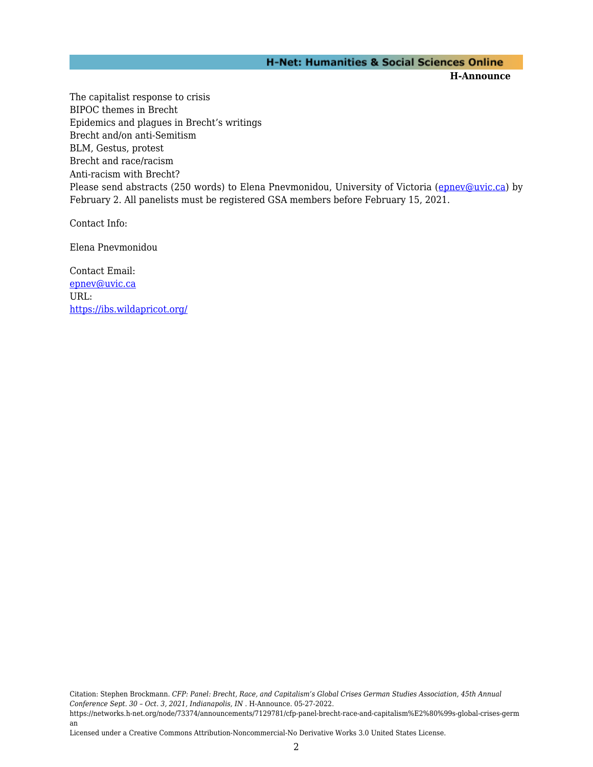The capitalist response to crisis
BIPOC themes in Brecht
Epidemics and plagues in Brecht's writings
Brecht and/on anti-Semitism
BLM, Gestus, protest
Brecht and race/racism
Anti-racism with Brecht?
Please send abstracts (250 words) to Elena Pnevmonidou, University of Victoria (epnev@uvic.ca) by February 2. All panelists must be registered GSA members before February 15, 2021.

Contact Info:

Elena Pnevmonidou

Contact Email:
epnev@uvic.ca
URL:
https://ibs.wildapricot.org/